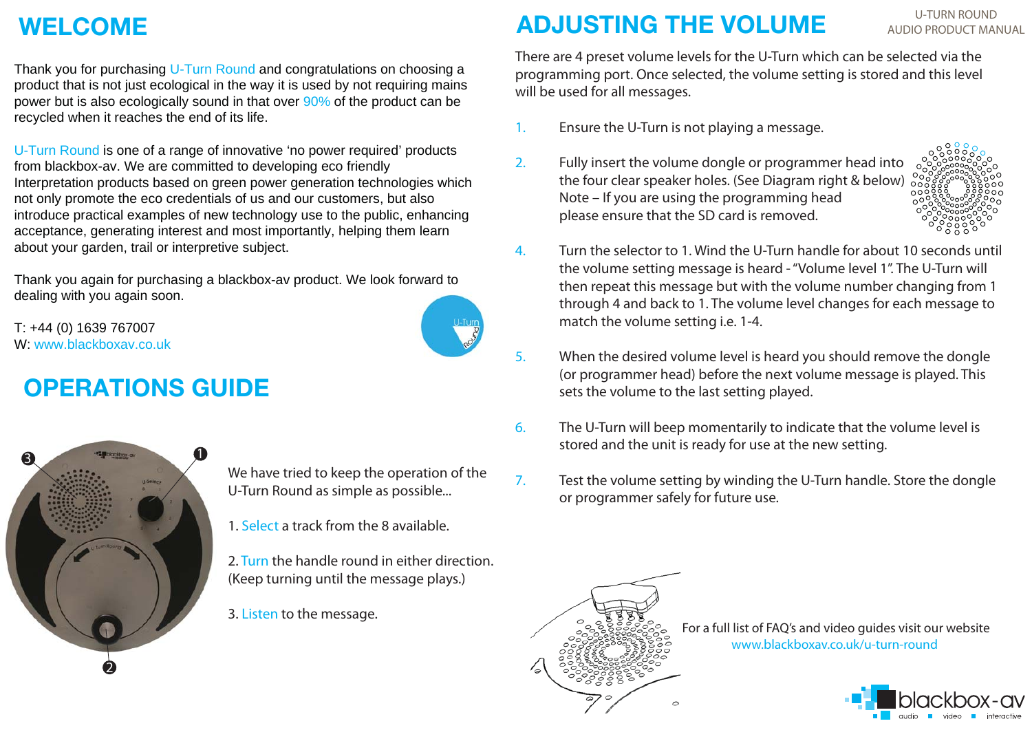# WELCOME

Thank you for purchasing U-Turn Round and congratulations on choosing a product that is not just ecological in the way it is used by not requiring mains power but is also ecologically sound in that over 90% of the product can be recycled when it reaches the end of its life.

U-Turn Round is one of a range of innovative 'no power required' products from blackbox-av. We are committed to developing eco friendly Interpretation products based on green power generation technologies which not only promote the eco credentials of us and our customers, but also introduce practical examples of new technology use to the public, enhancing acceptance, generating interest and most importantly, helping them learn about your garden, trail or interpretive subject.

Thank you again for purchasing a blackbox-av product. We look forward to dealing with you again soon.

T: +44 (0) 1639 767007
W: www.blackboxav.co.uk

# OPERATIONS GUIDE

We have tried to keep the operation of the U-Turn Round as simple as possible...

1. Select a track from the 8 available.

2. Turn the handle round in either direction. (Keep turning until the message plays.)

3. Listen to the message.

# ADJUSTING THE VOLUME

There are 4 preset volume levels for the U-Turn which can be selected via the programming port. Once selected, the volume setting is stored and this level will be used for all messages.

1. Ensure the U-Turn is not playing a message.

2. Fully insert the volume dongle or programmer head into the four clear speaker holes. (See Diagram right & below) Note – If you are using the programming head please ensure that the SD card is removed.

4. Turn the selector to 1. Wind the U-Turn handle for about 10 seconds until the volume setting message is heard - "Volume level 1". The U-Turn will then repeat this message but with the volume number changing from 1 through 4 and back to 1. The volume level changes for each message to match the volume setting i.e. 1-4.

5. When the desired volume level is heard you should remove the dongle (or programmer head) before the next volume message is played. This sets the volume to the last setting played.

6. The U-Turn will beep momentarily to indicate that the volume level is stored and the unit is ready for use at the new setting.

7. Test the volume setting by winding the U-Turn handle. Store the dongle or programmer safely for future use.

For a full list of FAQ's and video guides visit our website www.blackboxav.co.uk/u-turn-round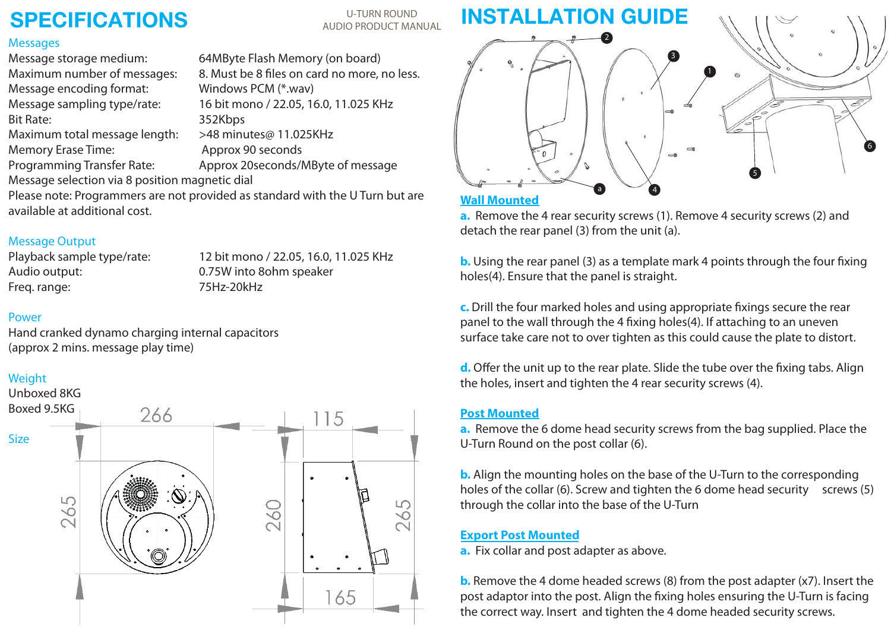# SPECIFICATIONS

### Messages

| | |
|---|---|
| Message storage medium: | 64MByte Flash Memory (on board) |
| Maximum number of messages: | 8. Must be 8 files on card no more, no less. |
| Message encoding format: | Windows PCM (*.wav) |
| Message sampling type/rate: | 16 bit mono / 22.05, 16.0, 11.025 KHz |
| Bit Rate: | 352Kbps |
| Maximum total message length: | >48 minutes@ 11.025KHz |
| Memory Erase Time: | Approx 90 seconds |
| Programming Transfer Rate: | Approx 20seconds/MByte of message |

Message selection via 8 position magnetic dial

Please note: Programmers are not provided as standard with the U Turn but are available at additional cost.

### Message Output

| | |
|---|---|
| Playback sample type/rate: | 12 bit mono / 22.05, 16.0, 11.025 KHz |
| Audio output: | 0.75W into 8ohm speaker |
| Freq. range: | 75Hz-20kHz |

### Power

Hand cranked dynamo charging internal capacitors (approx 2 mins. message play time)

### Weight

Unboxed 8KG

Boxed 9.5KG

### Size

266

265

115

260

265

165

# INSTALLATION GUIDE

**Wall Mounted**

**a.** Remove the 4 rear security screws (1). Remove 4 security screws (2) and detach the rear panel (3) from the unit (a).

**b.** Using the rear panel (3) as a template mark 4 points through the four fixing holes(4). Ensure that the panel is straight.

**c.** Drill the four marked holes and using appropriate fixings secure the rear panel to the wall through the 4 fixing holes(4). If attaching to an uneven surface take care not to over tighten as this could cause the plate to distort.

**d.** Offer the unit up to the rear plate. Slide the tube over the fixing tabs. Align the holes, insert and tighten the 4 rear security screws (4).

**Post Mounted**

**a.** Remove the 6 dome head security screws from the bag supplied. Place the U-Turn Round on the post collar (6).

**b.** Align the mounting holes on the base of the U-Turn to the corresponding holes of the collar (6). Screw and tighten the 6 dome head security screws (5) through the collar into the base of the U-Turn

**Export Post Mounted**

**a.** Fix collar and post adapter as above.

**b.** Remove the 4 dome headed screws (8) from the post adapter (x7). Insert the post adaptor into the post. Align the fixing holes ensuring the U-Turn is facing the correct way. Insert and tighten the 4 dome headed security screws.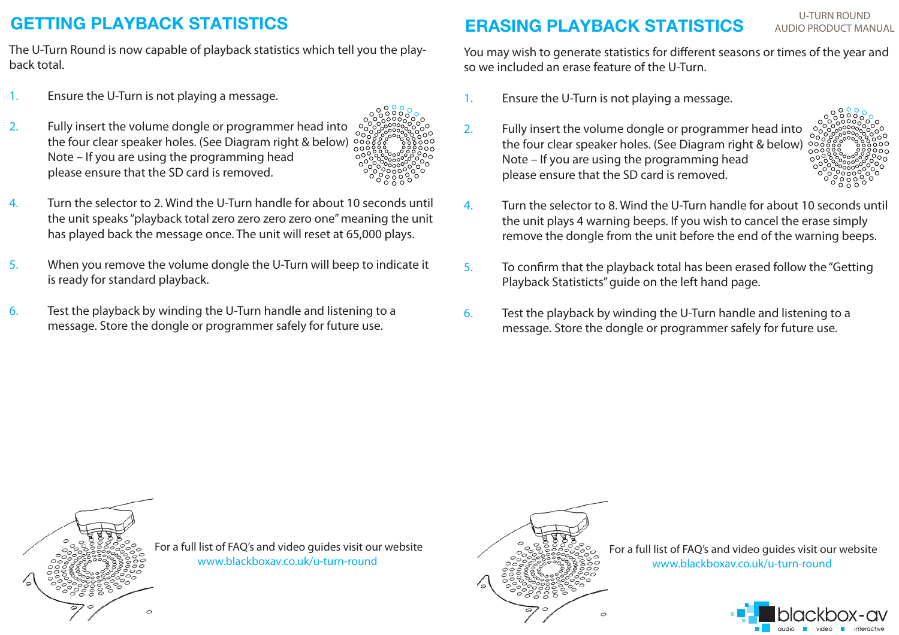## GETTING PLAYBACK STATISTICS

The U-Turn Round is now capable of playback statistics which tell you the play-back total.

1. Ensure the U-Turn is not playing a message.

2. Fully insert the volume dongle or programmer head into the four clear speaker holes. (See Diagram right & below) Note – If you are using the programming head please ensure that the SD card is removed.

4. Turn the selector to 2. Wind the U-Turn handle for about 10 seconds until the unit speaks "playback total zero zero zero zero one" meaning the unit has played back the message once. The unit will reset at 65,000 plays.

5. When you remove the volume dongle the U-Turn will beep to indicate it is ready for standard playback.

6. Test the playback by winding the U-Turn handle and listening to a message. Store the dongle or programmer safely for future use.

For a full list of FAQ's and video guides visit our website
www.blackboxav.co.uk/u-turn-round

## ERASING PLAYBACK STATISTICS

You may wish to generate statistics for different seasons or times of the year and so we included an erase feature of the U-Turn.

1. Ensure the U-Turn is not playing a message.

2. Fully insert the volume dongle or programmer head into the four clear speaker holes. (See Diagram right & below) Note – If you are using the programming head please ensure that the SD card is removed.

4. Turn the selector to 8. Wind the U-Turn handle for about 10 seconds until the unit plays 4 warning beeps. If you wish to cancel the erase simply remove the dongle from the unit before the end of the warning beeps.

5. To confirm that the playback total has been erased follow the "Getting Playback Statistics" guide on the left hand page.

6. Test the playback by winding the U-Turn handle and listening to a message. Store the dongle or programmer safely for future use.

For a full list of FAQ's and video guides visit our website
www.blackboxav.co.uk/u-turn-round

blackbox-av
audio ■ video ■ interactive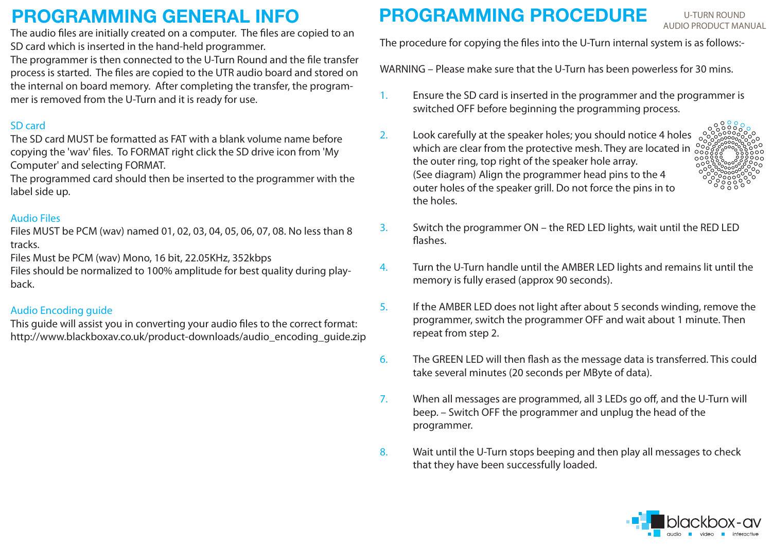# PROGRAMMING GENERAL INFO

The audio files are initially created on a computer. The files are copied to an SD card which is inserted in the hand-held programmer.
The programmer is then connected to the U-Turn Round and the file transfer process is started. The files are copied to the UTR audio board and stored on the internal on board memory. After completing the transfer, the programmer is removed from the U-Turn and it is ready for use.

### SD card

The SD card MUST be formatted as FAT with a blank volume name before copying the 'wav' files. To FORMAT right click the SD drive icon from 'My Computer' and selecting FORMAT.
The programmed card should then be inserted to the programmer with the label side up.

### Audio Files

Files MUST be PCM (wav) named 01, 02, 03, 04, 05, 06, 07, 08. No less than 8 tracks.
Files Must be PCM (wav) Mono, 16 bit, 22.05KHz, 352kbps
Files should be normalized to 100% amplitude for best quality during playback.

### Audio Encoding guide

This guide will assist you in converting your audio files to the correct format:
http://www.blackboxav.co.uk/product-downloads/audio_encoding_guide.zip

# PROGRAMMING PROCEDURE

The procedure for copying the files into the U-Turn internal system is as follows:-

WARNING – Please make sure that the U-Turn has been powerless for 30 mins.

1. Ensure the SD card is inserted in the programmer and the programmer is switched OFF before beginning the programming process.
2. Look carefully at the speaker holes; you should notice 4 holes which are clear from the protective mesh. They are located in the outer ring, top right of the speaker hole array. (See diagram) Align the programmer head pins to the 4 outer holes of the speaker grill. Do not force the pins in to the holes.
3. Switch the programmer ON – the RED LED lights, wait until the RED LED flashes.
4. Turn the U-Turn handle until the AMBER LED lights and remains lit until the memory is fully erased (approx 90 seconds).
5. If the AMBER LED does not light after about 5 seconds winding, remove the programmer, switch the programmer OFF and wait about 1 minute. Then repeat from step 2.
6. The GREEN LED will then flash as the message data is transferred. This could take several minutes (20 seconds per MByte of data).
7. When all messages are programmed, all 3 LEDs go off, and the U-Turn will beep. – Switch OFF the programmer and unplug the head of the programmer.
8. Wait until the U-Turn stops beeping and then play all messages to check that they have been successfully loaded.